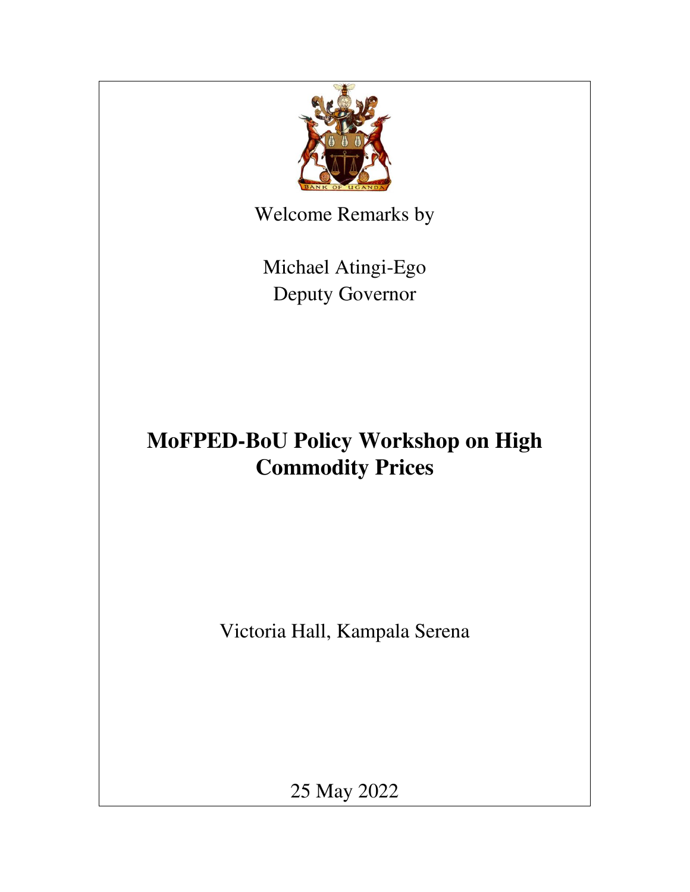Welcome Remarks by

Michael Atingi-Ego
Deputy Governor

# MoFPED-BoU Policy Workshop on High Commodity Prices

Victoria Hall, Kampala Serena

25 May 2022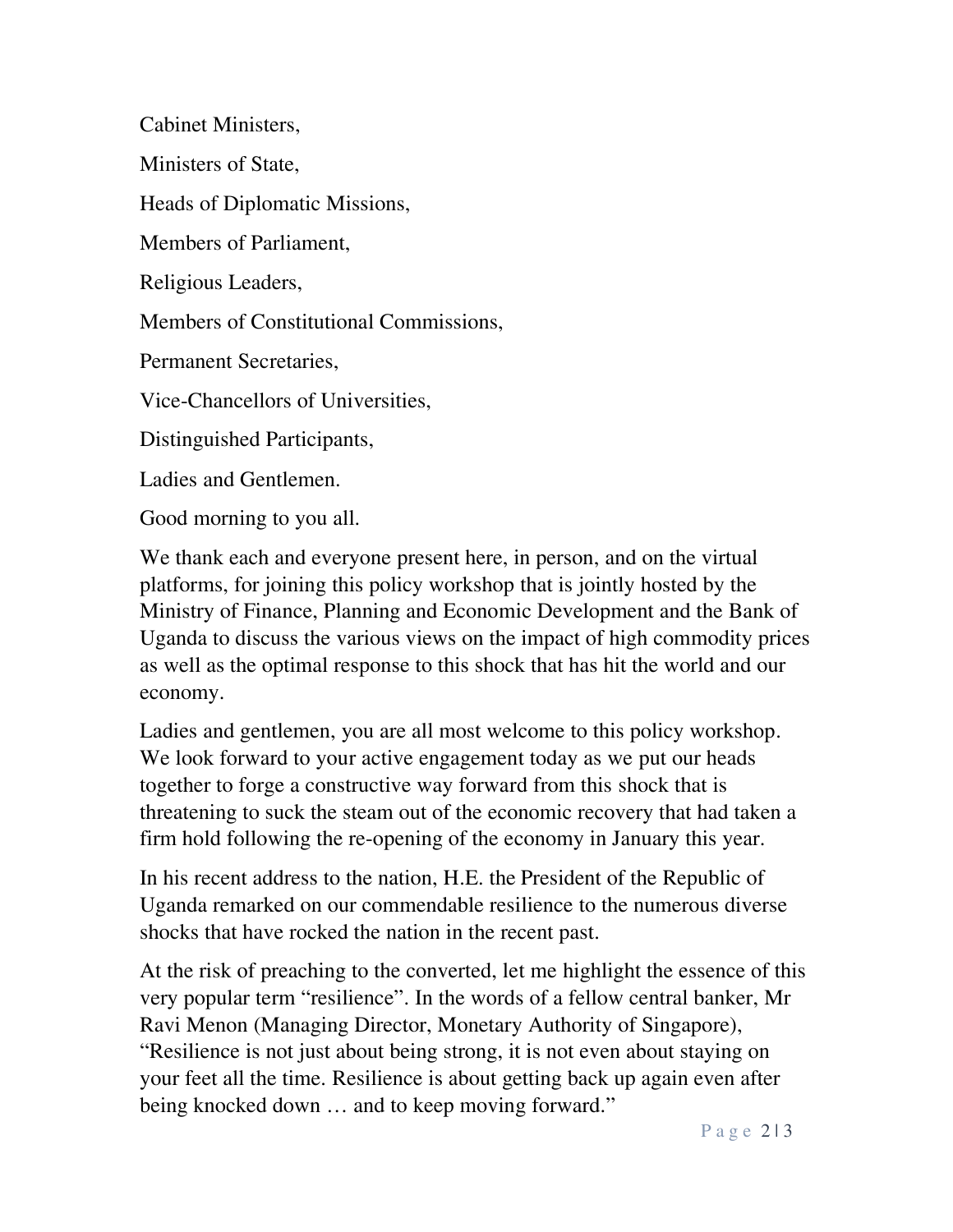Cabinet Ministers,

Ministers of State,

Heads of Diplomatic Missions,

Members of Parliament,

Religious Leaders,

Members of Constitutional Commissions,

Permanent Secretaries,

Vice-Chancellors of Universities,

Distinguished Participants,

Ladies and Gentlemen.

Good morning to you all.

We thank each and everyone present here, in person, and on the virtual platforms, for joining this policy workshop that is jointly hosted by the Ministry of Finance, Planning and Economic Development and the Bank of Uganda to discuss the various views on the impact of high commodity prices as well as the optimal response to this shock that has hit the world and our economy.

Ladies and gentlemen, you are all most welcome to this policy workshop. We look forward to your active engagement today as we put our heads together to forge a constructive way forward from this shock that is threatening to suck the steam out of the economic recovery that had taken a firm hold following the re-opening of the economy in January this year.

In his recent address to the nation, H.E. the President of the Republic of Uganda remarked on our commendable resilience to the numerous diverse shocks that have rocked the nation in the recent past.

At the risk of preaching to the converted, let me highlight the essence of this very popular term "resilience". In the words of a fellow central banker, Mr Ravi Menon (Managing Director, Monetary Authority of Singapore), "Resilience is not just about being strong, it is not even about staying on your feet all the time. Resilience is about getting back up again even after being knocked down … and to keep moving forward."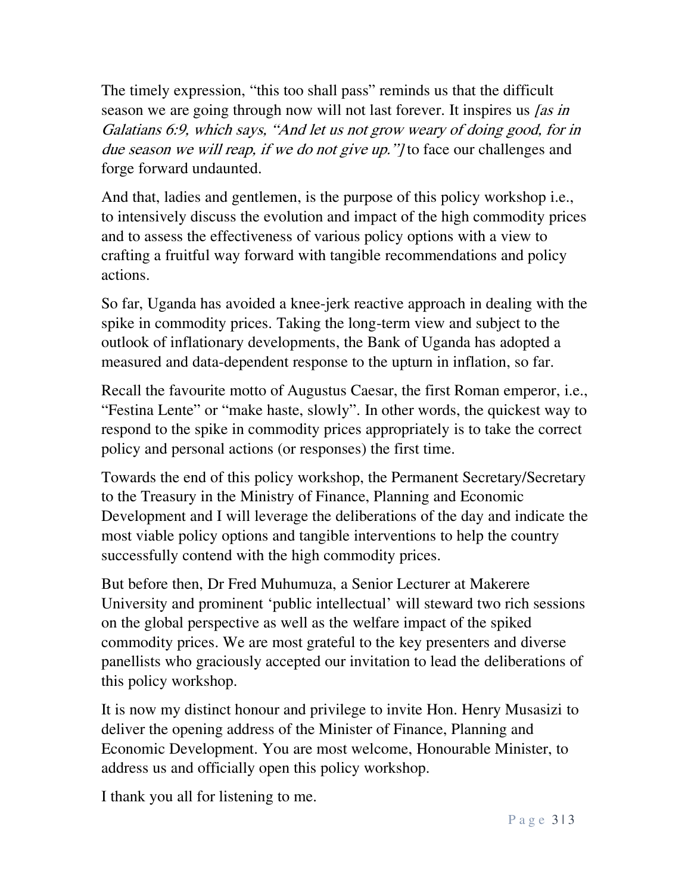The timely expression, “this too shall pass” reminds us that the difficult season we are going through now will not last forever. It inspires us *[as in Galatians 6:9, which says, “And let us not grow weary of doing good, for in due season we will reap, if we do not give up.”]* to face our challenges and forge forward undaunted.

And that, ladies and gentlemen, is the purpose of this policy workshop i.e., to intensively discuss the evolution and impact of the high commodity prices and to assess the effectiveness of various policy options with a view to crafting a fruitful way forward with tangible recommendations and policy actions.

So far, Uganda has avoided a knee-jerk reactive approach in dealing with the spike in commodity prices. Taking the long-term view and subject to the outlook of inflationary developments, the Bank of Uganda has adopted a measured and data-dependent response to the upturn in inflation, so far.

Recall the favourite motto of Augustus Caesar, the first Roman emperor, i.e., “Festina Lente” or “make haste, slowly”. In other words, the quickest way to respond to the spike in commodity prices appropriately is to take the correct policy and personal actions (or responses) the first time.

Towards the end of this policy workshop, the Permanent Secretary/Secretary to the Treasury in the Ministry of Finance, Planning and Economic Development and I will leverage the deliberations of the day and indicate the most viable policy options and tangible interventions to help the country successfully contend with the high commodity prices.

But before then, Dr Fred Muhumuza, a Senior Lecturer at Makerere University and prominent ‘public intellectual’ will steward two rich sessions on the global perspective as well as the welfare impact of the spiked commodity prices. We are most grateful to the key presenters and diverse panellists who graciously accepted our invitation to lead the deliberations of this policy workshop.

It is now my distinct honour and privilege to invite Hon. Henry Musasizi to deliver the opening address of the Minister of Finance, Planning and Economic Development. You are most welcome, Honourable Minister, to address us and officially open this policy workshop.

I thank you all for listening to me.